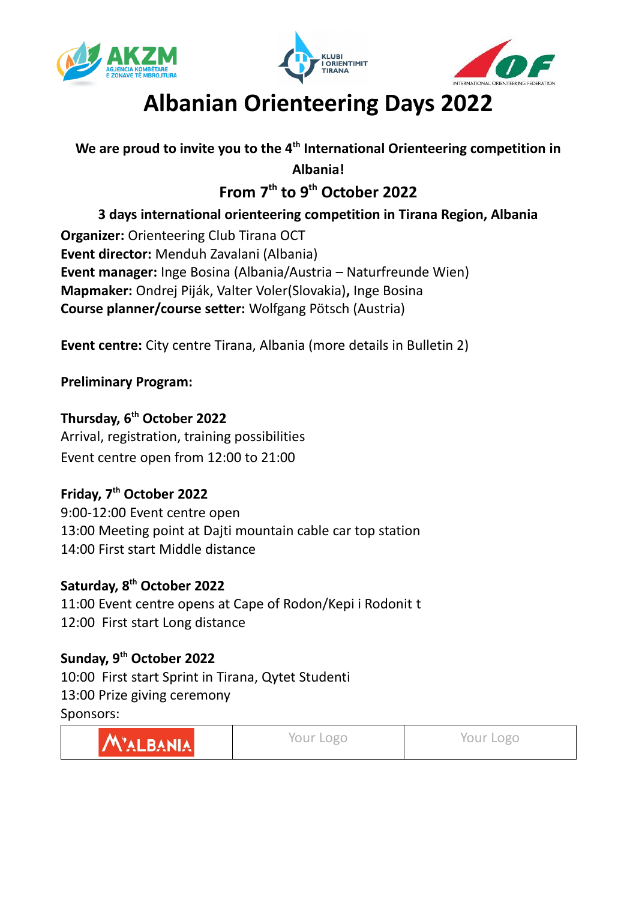# Albanian Orienteering Days 2022

**We are proud to invite you to the 4th International Orienteering competition in Albania!**

**From 7th to 9th October 2022**

**3 days international orienteering competition in Tirana Region, Albania**

**Organizer:** Orienteering Club Tirana OCT
**Event director:** Menduh Zavalani (Albania)
**Event manager:** Inge Bosina (Albania/Austria – Naturfreunde Wien)
**Mapmaker:** Ondrej Piják, Valter Voler(Slovakia)**,** Inge Bosina
**Course planner/course setter:** Wolfgang Pötsch (Austria)

**Event centre:** City centre Tirana, Albania (more details in Bulletin 2)

**Preliminary Program:**

**Thursday, 6th October 2022**
Arrival, registration, training possibilities
Event centre open from 12:00 to 21:00

**Friday, 7th October 2022**
9:00-12:00 Event centre open
13:00 Meeting point at Dajti mountain cable car top station
14:00 First start Middle distance

**Saturday, 8th October 2022**
11:00 Event centre opens at Cape of Rodon/Kepi i Rodonit t
12:00 First start Long distance

**Sunday, 9th October 2022**
10:00 First start Sprint in Tirana, Qytet Studenti
13:00 Prize giving ceremony
Sponsors:

| | | |
|---|---|---|
| M'ALBANIA | Your Logo | Your Logo |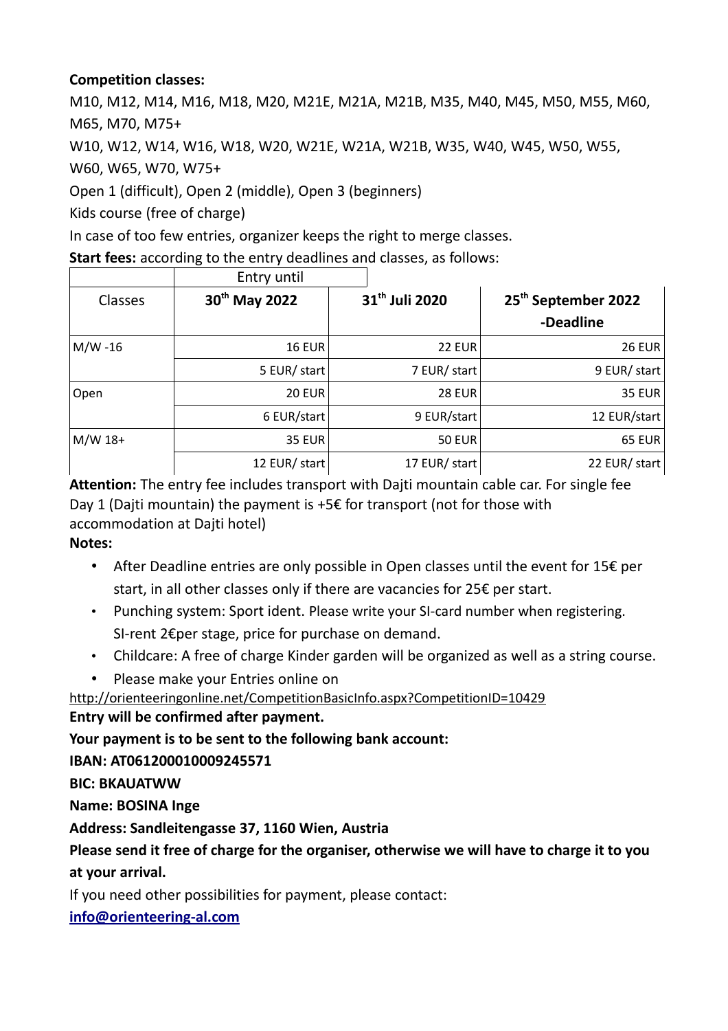**Competition classes:**

M10, M12, M14, M16, M18, M20, M21E, M21A, M21B, M35, M40, M45, M50, M55, M60, M65, M70, M75+

W10, W12, W14, W16, W18, W20, W21E, W21A, W21B, W35, W40, W45, W50, W55, W60, W65, W70, W75+

Open 1 (difficult), Open 2 (middle), Open 3 (beginners)

Kids course (free of charge)

In case of too few entries, organizer keeps the right to merge classes.

**Start fees:** according to the entry deadlines and classes, as follows:

| | Entry until | | |
|---|---|---|---|
| Classes | **30th May 2022** | **31th Juli 2020** | **25th September 2022 -Deadline** |
| M/W -16 | 16 EUR | 22 EUR | 26 EUR |
| | 5 EUR/ start | 7 EUR/ start | 9 EUR/ start |
| Open | 20 EUR | 28 EUR | 35 EUR |
| | 6 EUR/start | 9 EUR/start | 12 EUR/start |
| M/W 18+ | 35 EUR | 50 EUR | 65 EUR |
| | 12 EUR/ start | 17 EUR/ start | 22 EUR/ start |

**Attention:** The entry fee includes transport with Dajti mountain cable car. For single fee Day 1 (Dajti mountain) the payment is +5€ for transport (not for those with accommodation at Dajti hotel)

**Notes:**

- After Deadline entries are only possible in Open classes until the event for 15€ per start, in all other classes only if there are vacancies for 25€ per start.
- Punching system: Sport ident. Please write your SI-card number when registering. SI-rent 2€per stage, price for purchase on demand.
- Childcare: A free of charge Kinder garden will be organized as well as a string course.
- Please make your Entries online on

http://orienteeringonline.net/CompetitionBasicInfo.aspx?CompetitionID=10429

**Entry will be confirmed after payment.**

**Your payment is to be sent to the following bank account:**

**IBAN: AT061200010009245571**

**BIC: BKAUATWW**

**Name: BOSINA Inge**

**Address: Sandleitengasse 37, 1160 Wien, Austria**

**Please send it free of charge for the organiser, otherwise we will have to charge it to you at your arrival.**

If you need other possibilities for payment, please contact:

**info@orienteering-al.com**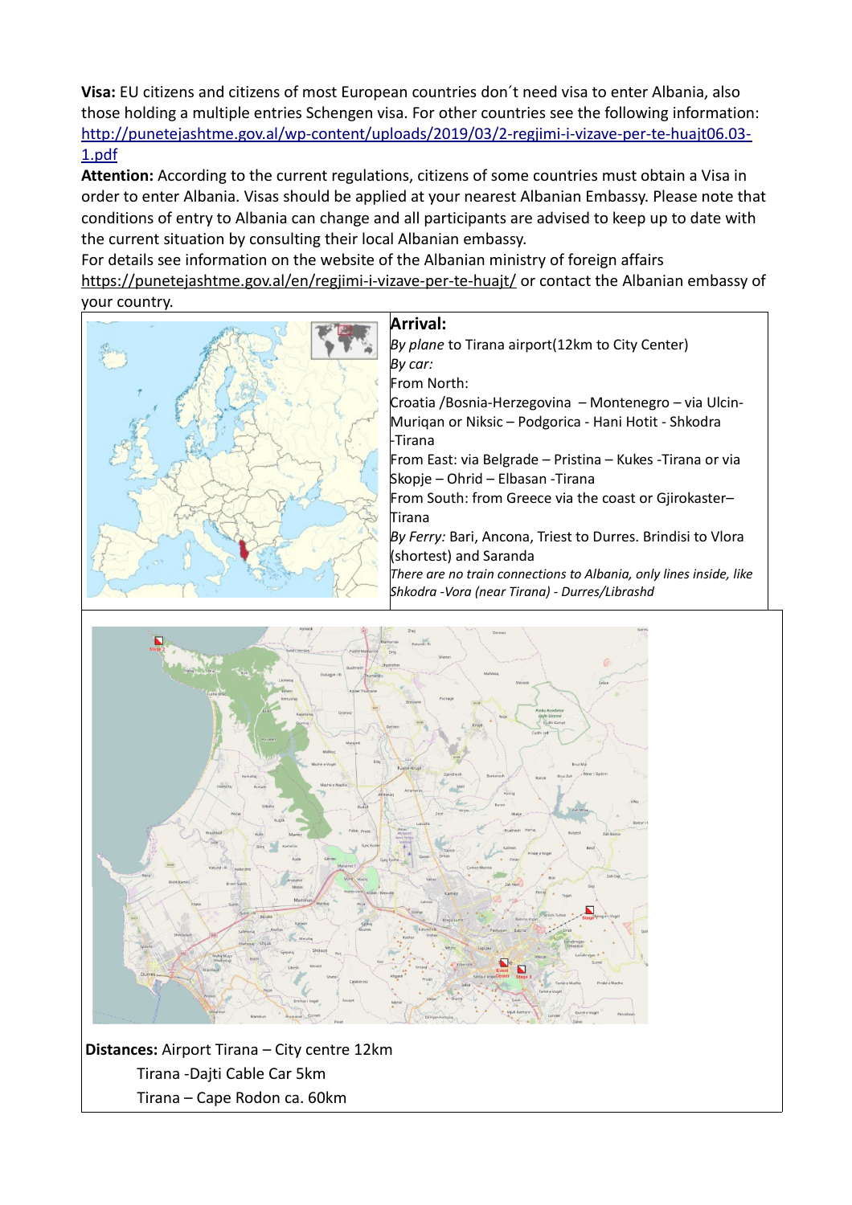**Visa:** EU citizens and citizens of most European countries don´t need visa to enter Albania, also those holding a multiple entries Schengen visa. For other countries see the following information: [http://punetejashtme.gov.al/wp-content/uploads/2019/03/2-regjimi-i-vizave-per-te-huajt06.03-1.pdf](http://punetejashtme.gov.al/wp-content/uploads/2019/03/2-regjimi-i-vizave-per-te-huajt06.03-1.pdf)

**Attention:** According to the current regulations, citizens of some countries must obtain a Visa in order to enter Albania. Visas should be applied at your nearest Albanian Embassy. Please note that conditions of entry to Albania can change and all participants are advised to keep up to date with the current situation by consulting their local Albanian embassy.

For details see information on the website of the Albanian ministry of foreign affairs [https://punetejashtme.gov.al/en/regjimi-i-vizave-per-te-huajt/](https://punetejashtme.gov.al/en/regjimi-i-vizave-per-te-huajt/) or contact the Albanian embassy of your country.

## Arrival:

*By plane* to Tirana airport(12km to City Center)

*By car:*

From North:

Croatia /Bosnia-Herzegovina – Montenegro – via Ulcin-Muriqan or Niksic – Podgorica - Hani Hotit - Shkodra -Tirana

From East: via Belgrade – Pristina – Kukes -Tirana or via Skopje – Ohrid – Elbasan -Tirana

From South: from Greece via the coast or Gjirokaster–Tirana

*By Ferry:* Bari, Ancona, Triest to Durres. Brindisi to Vlora (shortest) and Saranda

*There are no train connections to Albania, only lines inside, like Shkodra -Vora (near Tirana) - Durres/Librashd*

**Distances:** Airport Tirana – City centre 12km

Tirana -Dajti Cable Car 5km

Tirana – Cape Rodon ca. 60km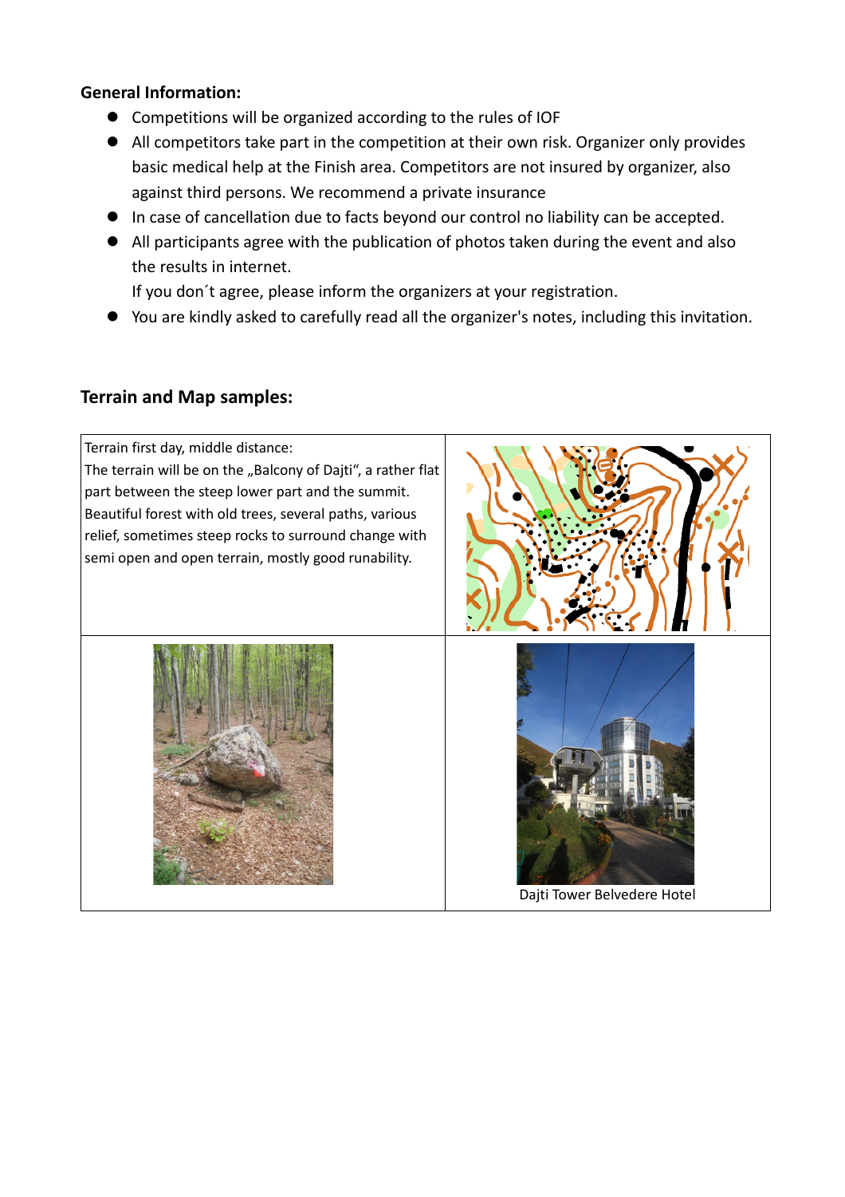**General Information:**

- Competitions will be organized according to the rules of IOF
- All competitors take part in the competition at their own risk. Organizer only provides basic medical help at the Finish area. Competitors are not insured by organizer, also against third persons. We recommend a private insurance
- In case of cancellation due to facts beyond our control no liability can be accepted.
- All participants agree with the publication of photos taken during the event and also the results in internet.
  If you don´t agree, please inform the organizers at your registration.
- You are kindly asked to carefully read all the organizer's notes, including this invitation.

**Terrain and Map samples:**

| | |
|---|---|
| Terrain first day, middle distance: The terrain will be on the „Balcony of Dajti", a rather flat part between the steep lower part and the summit. Beautiful forest with old trees, several paths, various relief, sometimes steep rocks to surround change with semi open and open terrain, mostly good runability. | |
| | Dajti Tower Belvedere Hotel |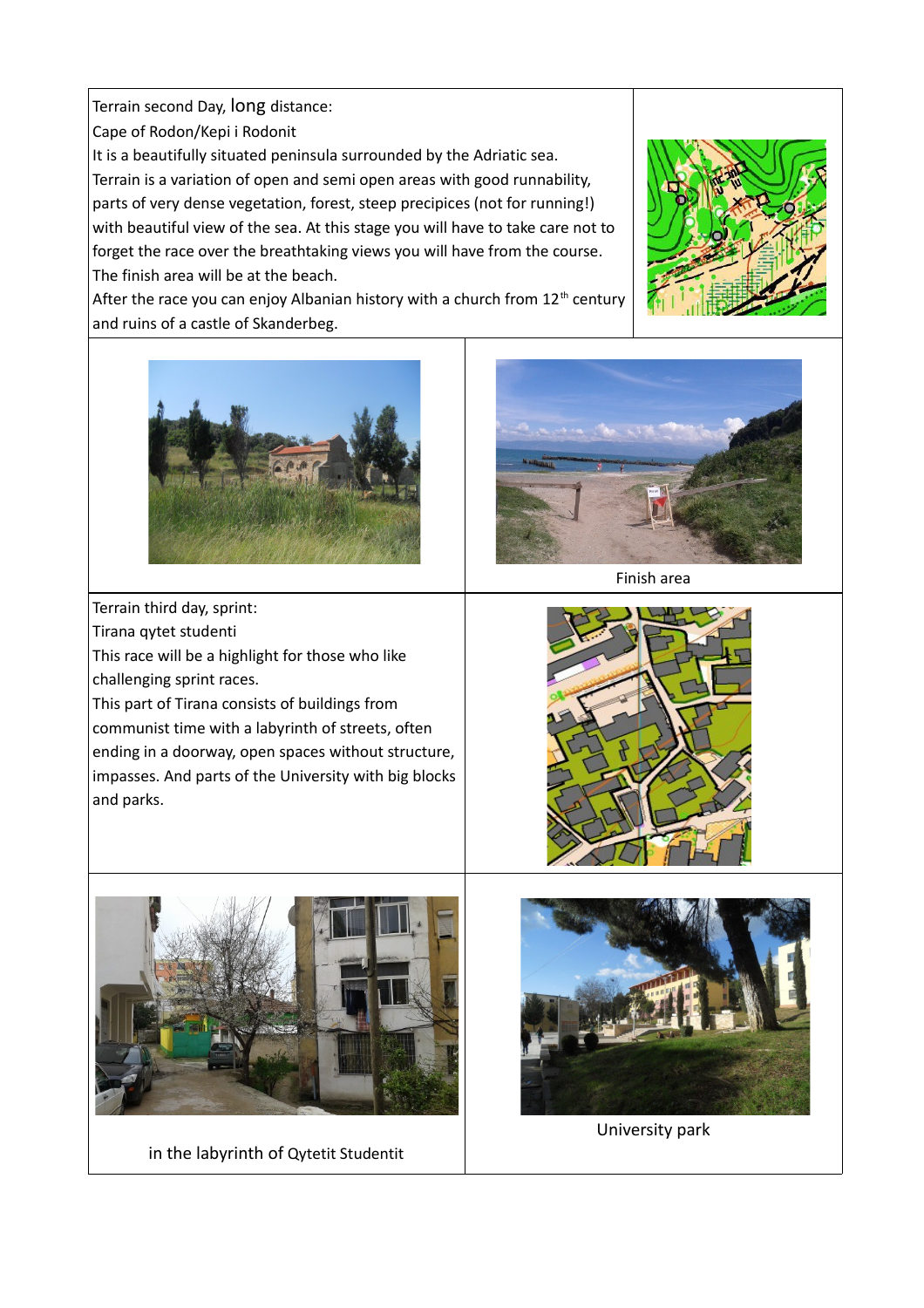Terrain second Day, long distance:

Cape of Rodon/Kepi i Rodonit

It is a beautifully situated peninsula surrounded by the Adriatic sea.

Terrain is a variation of open and semi open areas with good runnability, parts of very dense vegetation, forest, steep precipices (not for running!) with beautiful view of the sea. At this stage you will have to take care not to forget the race over the breathtaking views you will have from the course.

The finish area will be at the beach.

After the race you can enjoy Albanian history with a church from 12th century and ruins of a castle of Skanderbeg.

Finish area

Terrain third day, sprint:

Tirana qytet studenti

This race will be a highlight for those who like challenging sprint races.

This part of Tirana consists of buildings from communist time with a labyrinth of streets, often ending in a doorway, open spaces without structure, impasses. And parts of the University with big blocks and parks.

in the labyrinth of Qytetit Studentit

University park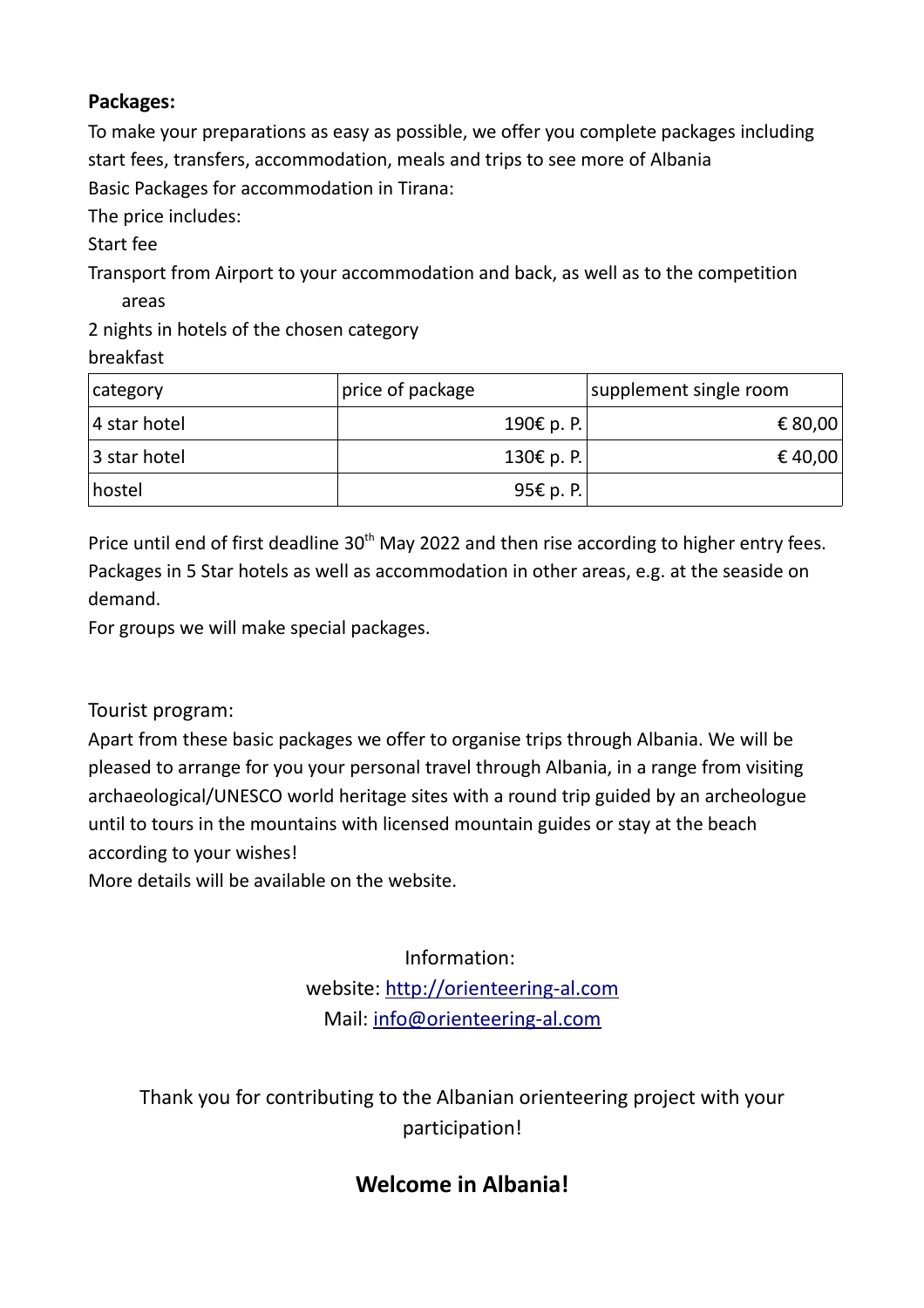**Packages:**

To make your preparations as easy as possible, we offer you complete packages including start fees, transfers, accommodation, meals and trips to see more of Albania

Basic Packages for accommodation in Tirana:

The price includes:

Start fee

Transport from Airport to your accommodation and back, as well as to the competition areas

2 nights in hotels of the chosen category

breakfast

| category | price of package | supplement single room |
|---|---|---|
| 4 star hotel | 190€ p. P. | € 80,00 |
| 3 star hotel | 130€ p. P. | € 40,00 |
| hostel | 95€ p. P. | |

Price until end of first deadline 30th May 2022 and then rise according to higher entry fees.

Packages in 5 Star hotels as well as accommodation in other areas, e.g. at the seaside on demand.

For groups we will make special packages.

Tourist program:

Apart from these basic packages we offer to organise trips through Albania. We will be pleased to arrange for you your personal travel through Albania, in a range from visiting archaeological/UNESCO world heritage sites with a round trip guided by an archeologue until to tours in the mountains with licensed mountain guides or stay at the beach according to your wishes!

More details will be available on the website.

Information:
website: http://orienteering-al.com
Mail: info@orienteering-al.com

Thank you for contributing to the Albanian orienteering project with your participation!

**Welcome in Albania!**